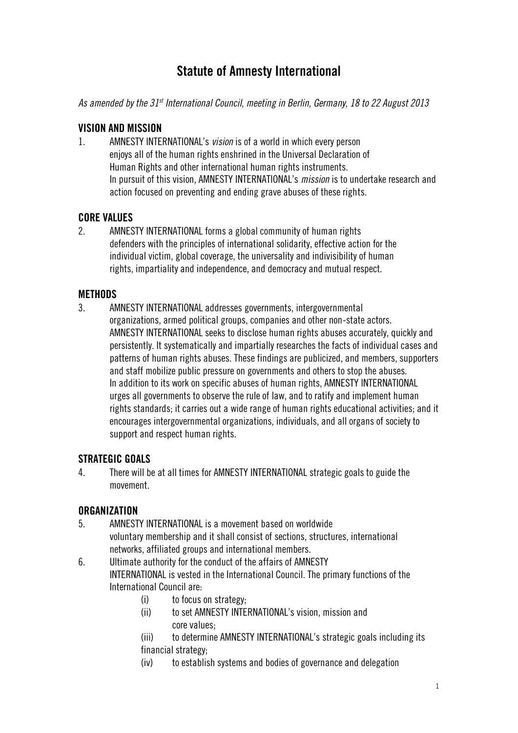# Statute of Amnesty International

*As amended by the 31st International Council, meeting in Berlin, Germany, 18 to 22 August 2013*

## VISION AND MISSION

1. AMNESTY INTERNATIONAL's *vision* is of a world in which every person enjoys all of the human rights enshrined in the Universal Declaration of Human Rights and other international human rights instruments.
   In pursuit of this vision, AMNESTY INTERNATIONAL's *mission* is to undertake research and action focused on preventing and ending grave abuses of these rights.

## CORE VALUES

2. AMNESTY INTERNATIONAL forms a global community of human rights defenders with the principles of international solidarity, effective action for the individual victim, global coverage, the universality and indivisibility of human rights, impartiality and independence, and democracy and mutual respect.

## METHODS

3. AMNESTY INTERNATIONAL addresses governments, intergovernmental organizations, armed political groups, companies and other non-state actors.
   AMNESTY INTERNATIONAL seeks to disclose human rights abuses accurately, quickly and persistently. It systematically and impartially researches the facts of individual cases and patterns of human rights abuses. These findings are publicized, and members, supporters and staff mobilize public pressure on governments and others to stop the abuses.
   In addition to its work on specific abuses of human rights, AMNESTY INTERNATIONAL urges all governments to observe the rule of law, and to ratify and implement human rights standards; it carries out a wide range of human rights educational activities; and it encourages intergovernmental organizations, individuals, and all organs of society to support and respect human rights.

## STRATEGIC GOALS

4. There will be at all times for AMNESTY INTERNATIONAL strategic goals to guide the movement.

## ORGANIZATION

5. AMNESTY INTERNATIONAL is a movement based on worldwide voluntary membership and it shall consist of sections, structures, international networks, affiliated groups and international members.
6. Ultimate authority for the conduct of the affairs of AMNESTY INTERNATIONAL is vested in the International Council. The primary functions of the International Council are:
   - (i) to focus on strategy;
   - (ii) to set AMNESTY INTERNATIONAL's vision, mission and core values;
   - (iii) to determine AMNESTY INTERNATIONAL's strategic goals including its financial strategy;
   - (iv) to establish systems and bodies of governance and delegation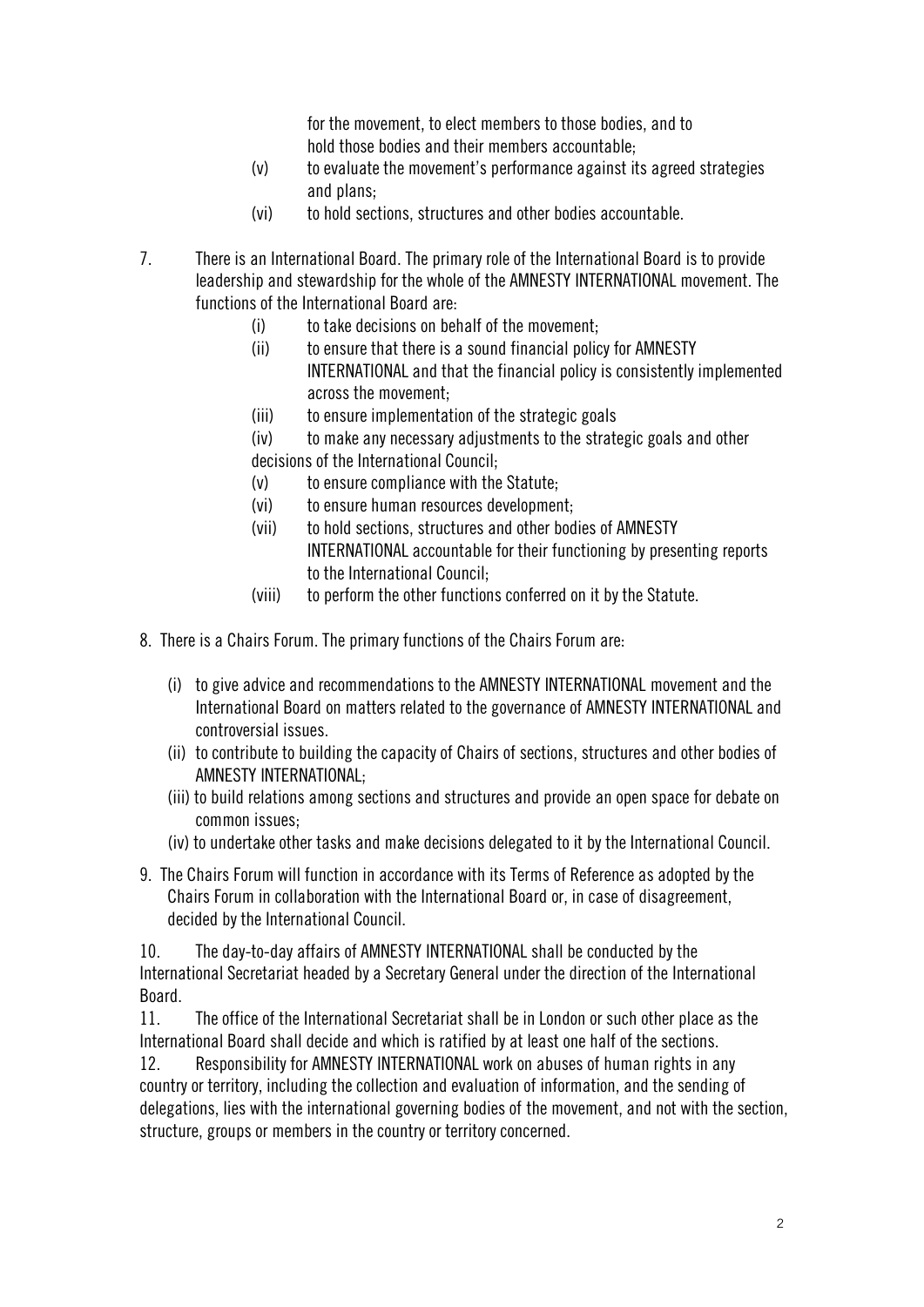for the movement, to elect members to those bodies, and to hold those bodies and their members accountable;

(v) to evaluate the movement's performance against its agreed strategies and plans;

(vi) to hold sections, structures and other bodies accountable.

7. There is an International Board. The primary role of the International Board is to provide leadership and stewardship for the whole of the AMNESTY INTERNATIONAL movement. The functions of the International Board are:

   (i) to take decisions on behalf of the movement;

   (ii) to ensure that there is a sound financial policy for AMNESTY INTERNATIONAL and that the financial policy is consistently implemented across the movement;

   (iii) to ensure implementation of the strategic goals

   (iv) to make any necessary adjustments to the strategic goals and other decisions of the International Council;

   (v) to ensure compliance with the Statute;

   (vi) to ensure human resources development;

   (vii) to hold sections, structures and other bodies of AMNESTY INTERNATIONAL accountable for their functioning by presenting reports to the International Council;

   (viii) to perform the other functions conferred on it by the Statute.

8. There is a Chairs Forum. The primary functions of the Chairs Forum are:

   (i) to give advice and recommendations to the AMNESTY INTERNATIONAL movement and the International Board on matters related to the governance of AMNESTY INTERNATIONAL and controversial issues.

   (ii) to contribute to building the capacity of Chairs of sections, structures and other bodies of AMNESTY INTERNATIONAL;

   (iii) to build relations among sections and structures and provide an open space for debate on common issues;

   (iv) to undertake other tasks and make decisions delegated to it by the International Council.

9. The Chairs Forum will function in accordance with its Terms of Reference as adopted by the Chairs Forum in collaboration with the International Board or, in case of disagreement, decided by the International Council.

10. The day-to-day affairs of AMNESTY INTERNATIONAL shall be conducted by the International Secretariat headed by a Secretary General under the direction of the International Board.

11. The office of the International Secretariat shall be in London or such other place as the International Board shall decide and which is ratified by at least one half of the sections.

12. Responsibility for AMNESTY INTERNATIONAL work on abuses of human rights in any country or territory, including the collection and evaluation of information, and the sending of delegations, lies with the international governing bodies of the movement, and not with the section, structure, groups or members in the country or territory concerned.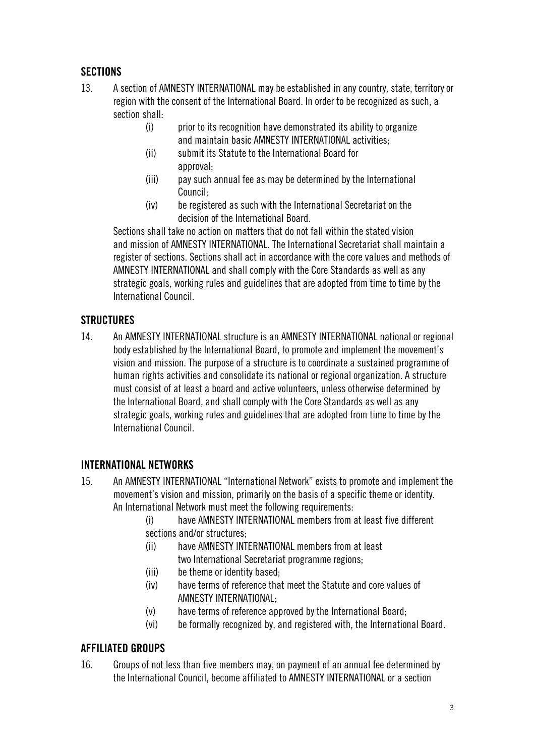## SECTIONS

13. A section of AMNESTY INTERNATIONAL may be established in any country, state, territory or region with the consent of the International Board. In order to be recognized as such, a section shall:
    - (i) prior to its recognition have demonstrated its ability to organize and maintain basic AMNESTY INTERNATIONAL activities;
    - (ii) submit its Statute to the International Board for approval;
    - (iii) pay such annual fee as may be determined by the International Council;
    - (iv) be registered as such with the International Secretariat on the decision of the International Board.

    Sections shall take no action on matters that do not fall within the stated vision and mission of AMNESTY INTERNATIONAL. The International Secretariat shall maintain a register of sections. Sections shall act in accordance with the core values and methods of AMNESTY INTERNATIONAL and shall comply with the Core Standards as well as any strategic goals, working rules and guidelines that are adopted from time to time by the International Council.

## STRUCTURES

14. An AMNESTY INTERNATIONAL structure is an AMNESTY INTERNATIONAL national or regional body established by the International Board, to promote and implement the movement's vision and mission. The purpose of a structure is to coordinate a sustained programme of human rights activities and consolidate its national or regional organization. A structure must consist of at least a board and active volunteers, unless otherwise determined by the International Board, and shall comply with the Core Standards as well as any strategic goals, working rules and guidelines that are adopted from time to time by the International Council.

## INTERNATIONAL NETWORKS

15. An AMNESTY INTERNATIONAL "International Network" exists to promote and implement the movement's vision and mission, primarily on the basis of a specific theme or identity. An International Network must meet the following requirements:
    - (i) have AMNESTY INTERNATIONAL members from at least five different sections and/or structures;
    - (ii) have AMNESTY INTERNATIONAL members from at least two International Secretariat programme regions;
    - (iii) be theme or identity based;
    - (iv) have terms of reference that meet the Statute and core values of AMNESTY INTERNATIONAL;
    - (v) have terms of reference approved by the International Board;
    - (vi) be formally recognized by, and registered with, the International Board.

## AFFILIATED GROUPS

16. Groups of not less than five members may, on payment of an annual fee determined by the International Council, become affiliated to AMNESTY INTERNATIONAL or a section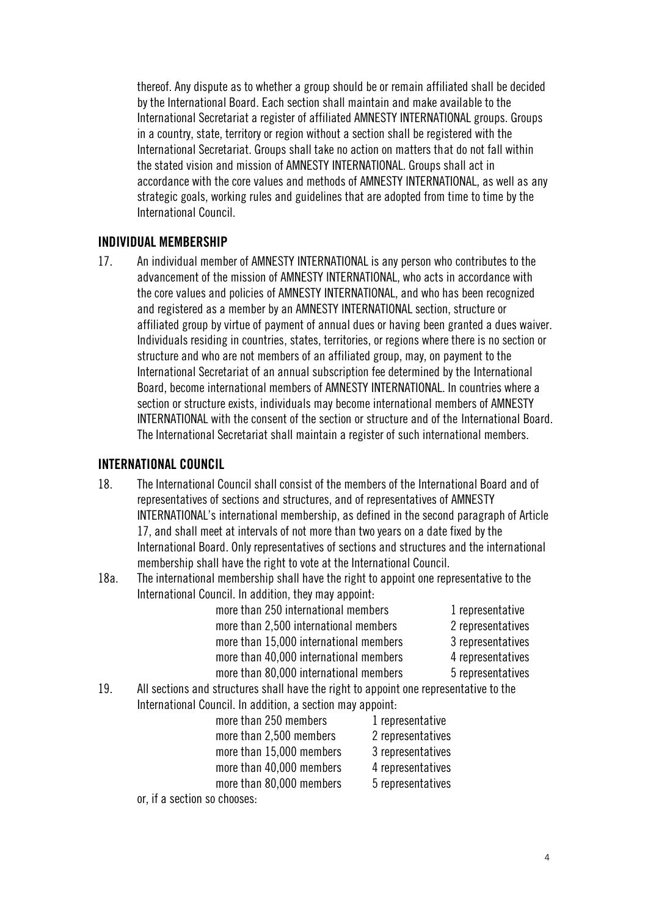thereof. Any dispute as to whether a group should be or remain affiliated shall be decided by the International Board. Each section shall maintain and make available to the International Secretariat a register of affiliated AMNESTY INTERNATIONAL groups. Groups in a country, state, territory or region without a section shall be registered with the International Secretariat. Groups shall take no action on matters that do not fall within the stated vision and mission of AMNESTY INTERNATIONAL. Groups shall act in accordance with the core values and methods of AMNESTY INTERNATIONAL, as well as any strategic goals, working rules and guidelines that are adopted from time to time by the International Council.

## INDIVIDUAL MEMBERSHIP

17. An individual member of AMNESTY INTERNATIONAL is any person who contributes to the advancement of the mission of AMNESTY INTERNATIONAL, who acts in accordance with the core values and policies of AMNESTY INTERNATIONAL, and who has been recognized and registered as a member by an AMNESTY INTERNATIONAL section, structure or affiliated group by virtue of payment of annual dues or having been granted a dues waiver. Individuals residing in countries, states, territories, or regions where there is no section or structure and who are not members of an affiliated group, may, on payment to the International Secretariat of an annual subscription fee determined by the International Board, become international members of AMNESTY INTERNATIONAL. In countries where a section or structure exists, individuals may become international members of AMNESTY INTERNATIONAL with the consent of the section or structure and of the International Board. The International Secretariat shall maintain a register of such international members.

## INTERNATIONAL COUNCIL

18. The International Council shall consist of the members of the International Board and of representatives of sections and structures, and of representatives of AMNESTY INTERNATIONAL's international membership, as defined in the second paragraph of Article 17, and shall meet at intervals of not more than two years on a date fixed by the International Board. Only representatives of sections and structures and the international membership shall have the right to vote at the International Council.

18a. The international membership shall have the right to appoint one representative to the International Council. In addition, they may appoint:

| | |
|---|---|
| more than 250 international members | 1 representative |
| more than 2,500 international members | 2 representatives |
| more than 15,000 international members | 3 representatives |
| more than 40,000 international members | 4 representatives |
| more than 80,000 international members | 5 representatives |

19. All sections and structures shall have the right to appoint one representative to the International Council. In addition, a section may appoint:

| | |
|---|---|
| more than 250 members | 1 representative |
| more than 2,500 members | 2 representatives |
| more than 15,000 members | 3 representatives |
| more than 40,000 members | 4 representatives |
| more than 80,000 members | 5 representatives |

or, if a section so chooses: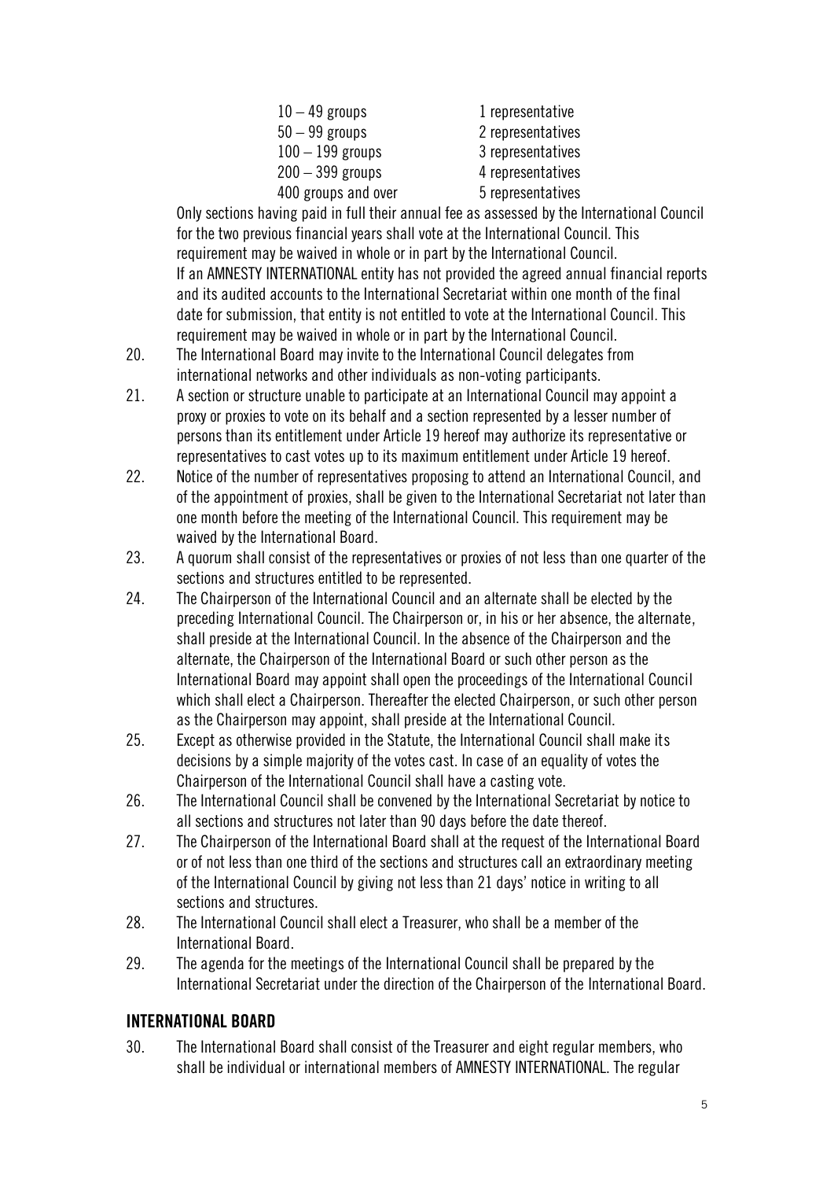| | |
|---|---|
| 10 – 49 groups | 1 representative |
| 50 – 99 groups | 2 representatives |
| 100 – 199 groups | 3 representatives |
| 200 – 399 groups | 4 representatives |
| 400 groups and over | 5 representatives |

Only sections having paid in full their annual fee as assessed by the International Council for the two previous financial years shall vote at the International Council. This requirement may be waived in whole or in part by the International Council.

If an AMNESTY INTERNATIONAL entity has not provided the agreed annual financial reports and its audited accounts to the International Secretariat within one month of the final date for submission, that entity is not entitled to vote at the International Council. This requirement may be waived in whole or in part by the International Council.

20. The International Board may invite to the International Council delegates from international networks and other individuals as non-voting participants.

21. A section or structure unable to participate at an International Council may appoint a proxy or proxies to vote on its behalf and a section represented by a lesser number of persons than its entitlement under Article 19 hereof may authorize its representative or representatives to cast votes up to its maximum entitlement under Article 19 hereof.

22. Notice of the number of representatives proposing to attend an International Council, and of the appointment of proxies, shall be given to the International Secretariat not later than one month before the meeting of the International Council. This requirement may be waived by the International Board.

23. A quorum shall consist of the representatives or proxies of not less than one quarter of the sections and structures entitled to be represented.

24. The Chairperson of the International Council and an alternate shall be elected by the preceding International Council. The Chairperson or, in his or her absence, the alternate, shall preside at the International Council. In the absence of the Chairperson and the alternate, the Chairperson of the International Board or such other person as the International Board may appoint shall open the proceedings of the International Council which shall elect a Chairperson. Thereafter the elected Chairperson, or such other person as the Chairperson may appoint, shall preside at the International Council.

25. Except as otherwise provided in the Statute, the International Council shall make its decisions by a simple majority of the votes cast. In case of an equality of votes the Chairperson of the International Council shall have a casting vote.

26. The International Council shall be convened by the International Secretariat by notice to all sections and structures not later than 90 days before the date thereof.

27. The Chairperson of the International Board shall at the request of the International Board or of not less than one third of the sections and structures call an extraordinary meeting of the International Council by giving not less than 21 days' notice in writing to all sections and structures.

28. The International Council shall elect a Treasurer, who shall be a member of the International Board.

29. The agenda for the meetings of the International Council shall be prepared by the International Secretariat under the direction of the Chairperson of the International Board.

## INTERNATIONAL BOARD

30. The International Board shall consist of the Treasurer and eight regular members, who shall be individual or international members of AMNESTY INTERNATIONAL. The regular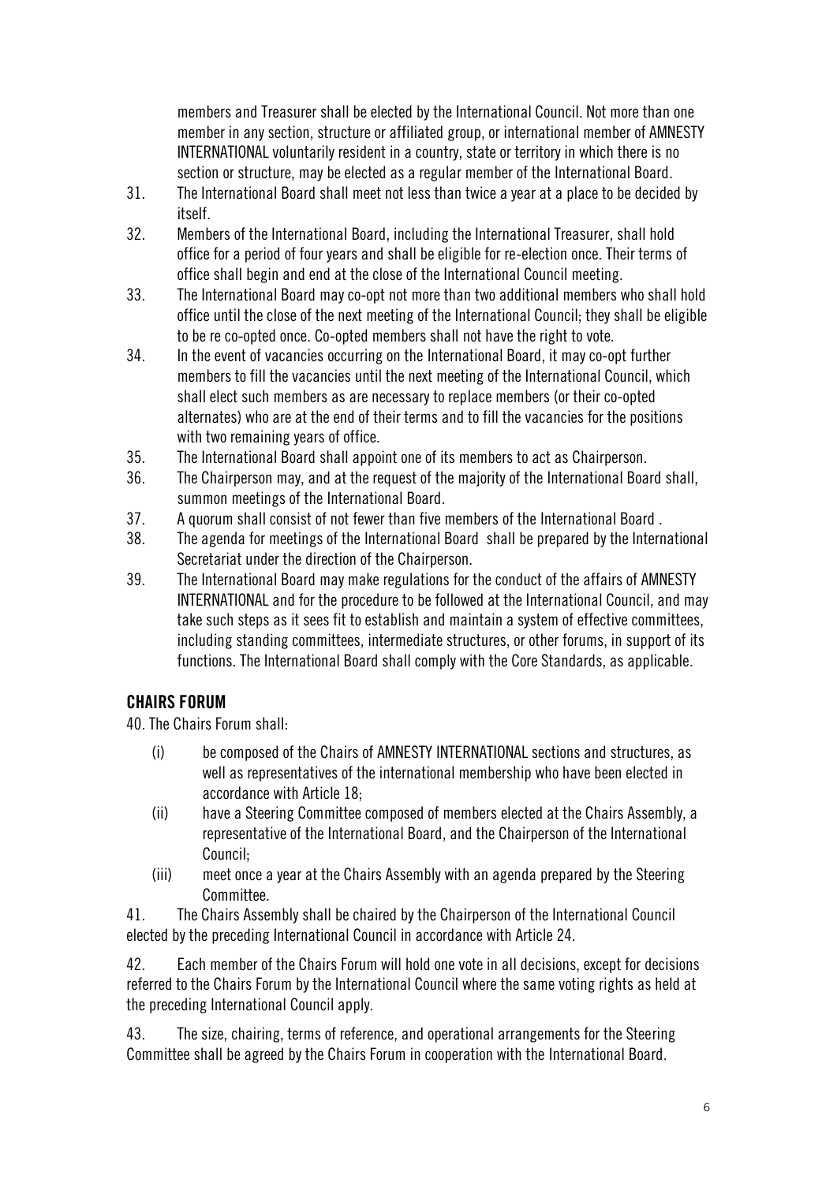members and Treasurer shall be elected by the International Council. Not more than one member in any section, structure or affiliated group, or international member of AMNESTY INTERNATIONAL voluntarily resident in a country, state or territory in which there is no section or structure, may be elected as a regular member of the International Board.

31. The International Board shall meet not less than twice a year at a place to be decided by itself.
32. Members of the International Board, including the International Treasurer, shall hold office for a period of four years and shall be eligible for re-election once. Their terms of office shall begin and end at the close of the International Council meeting.
33. The International Board may co-opt not more than two additional members who shall hold office until the close of the next meeting of the International Council; they shall be eligible to be re co-opted once. Co-opted members shall not have the right to vote.
34. In the event of vacancies occurring on the International Board, it may co-opt further members to fill the vacancies until the next meeting of the International Council, which shall elect such members as are necessary to replace members (or their co-opted alternates) who are at the end of their terms and to fill the vacancies for the positions with two remaining years of office.
35. The International Board shall appoint one of its members to act as Chairperson.
36. The Chairperson may, and at the request of the majority of the International Board shall, summon meetings of the International Board.
37. A quorum shall consist of not fewer than five members of the International Board .
38. The agenda for meetings of the International Board shall be prepared by the International Secretariat under the direction of the Chairperson.
39. The International Board may make regulations for the conduct of the affairs of AMNESTY INTERNATIONAL and for the procedure to be followed at the International Council, and may take such steps as it sees fit to establish and maintain a system of effective committees, including standing committees, intermediate structures, or other forums, in support of its functions. The International Board shall comply with the Core Standards, as applicable.

## CHAIRS FORUM

40. The Chairs Forum shall:

   (i) be composed of the Chairs of AMNESTY INTERNATIONAL sections and structures, as well as representatives of the international membership who have been elected in accordance with Article 18;

   (ii) have a Steering Committee composed of members elected at the Chairs Assembly, a representative of the International Board, and the Chairperson of the International Council;

   (iii) meet once a year at the Chairs Assembly with an agenda prepared by the Steering Committee.

41. The Chairs Assembly shall be chaired by the Chairperson of the International Council elected by the preceding International Council in accordance with Article 24.

42. Each member of the Chairs Forum will hold one vote in all decisions, except for decisions referred to the Chairs Forum by the International Council where the same voting rights as held at the preceding International Council apply.

43. The size, chairing, terms of reference, and operational arrangements for the Steering Committee shall be agreed by the Chairs Forum in cooperation with the International Board.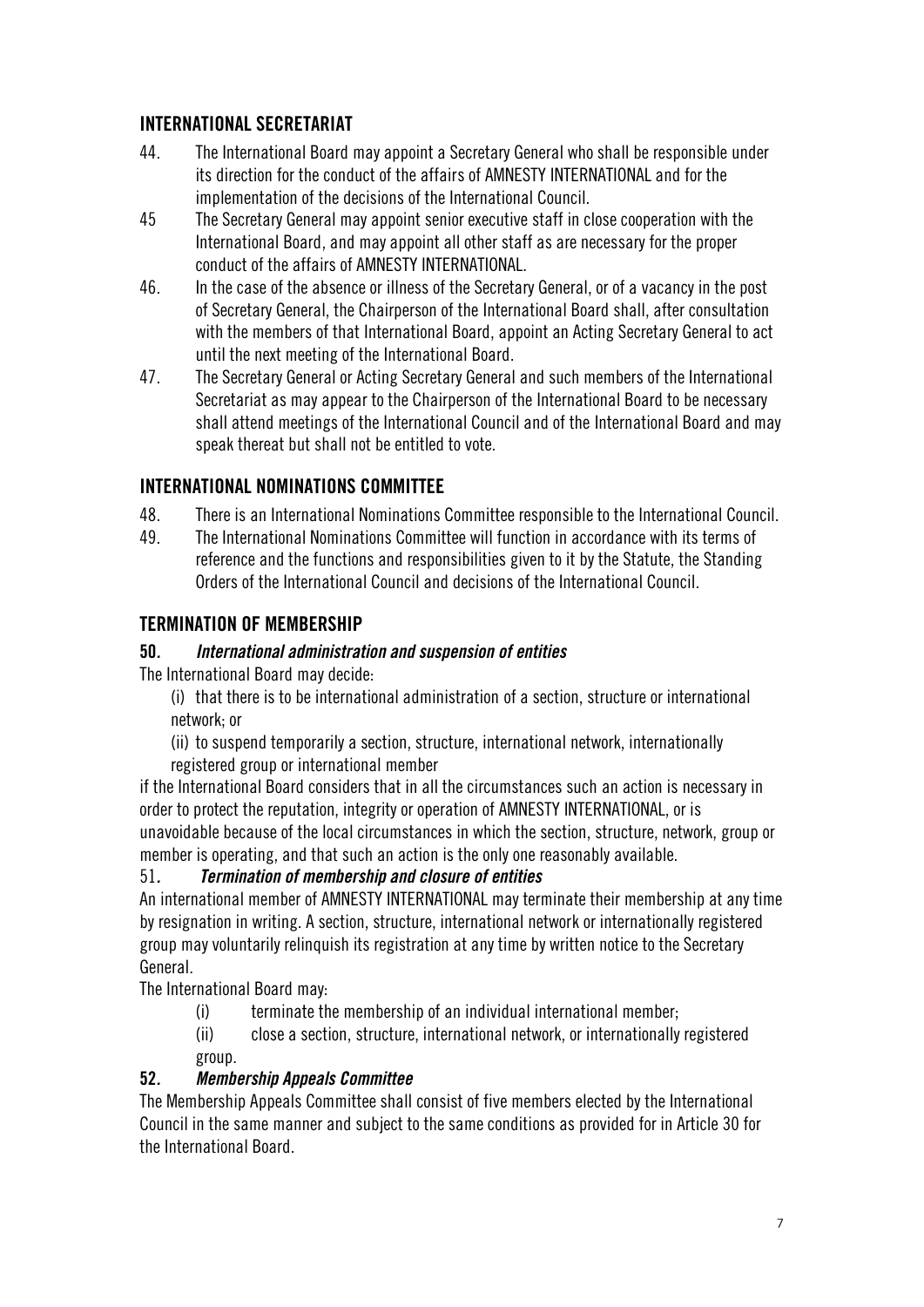## INTERNATIONAL SECRETARIAT

44. The International Board may appoint a Secretary General who shall be responsible under its direction for the conduct of the affairs of AMNESTY INTERNATIONAL and for the implementation of the decisions of the International Council.

45 The Secretary General may appoint senior executive staff in close cooperation with the International Board, and may appoint all other staff as are necessary for the proper conduct of the affairs of AMNESTY INTERNATIONAL.

46. In the case of the absence or illness of the Secretary General, or of a vacancy in the post of Secretary General, the Chairperson of the International Board shall, after consultation with the members of that International Board, appoint an Acting Secretary General to act until the next meeting of the International Board.

47. The Secretary General or Acting Secretary General and such members of the International Secretariat as may appear to the Chairperson of the International Board to be necessary shall attend meetings of the International Council and of the International Board and may speak thereat but shall not be entitled to vote.

## INTERNATIONAL NOMINATIONS COMMITTEE

48. There is an International Nominations Committee responsible to the International Council.

49. The International Nominations Committee will function in accordance with its terms of reference and the functions and responsibilities given to it by the Statute, the Standing Orders of the International Council and decisions of the International Council.

## TERMINATION OF MEMBERSHIP

**50.** ***International administration and suspension of entities***

The International Board may decide:

(i) that there is to be international administration of a section, structure or international network; or

(ii) to suspend temporarily a section, structure, international network, internationally registered group or international member

if the International Board considers that in all the circumstances such an action is necessary in order to protect the reputation, integrity or operation of AMNESTY INTERNATIONAL, or is unavoidable because of the local circumstances in which the section, structure, network, group or member is operating, and that such an action is the only one reasonably available.

51***.*** ***Termination of membership and closure of entities***

An international member of AMNESTY INTERNATIONAL may terminate their membership at any time by resignation in writing. A section, structure, international network or internationally registered group may voluntarily relinquish its registration at any time by written notice to the Secretary General.

The International Board may:

(i) terminate the membership of an individual international member;

(ii) close a section, structure, international network, or internationally registered group.

**52.** ***Membership Appeals Committee***

The Membership Appeals Committee shall consist of five members elected by the International Council in the same manner and subject to the same conditions as provided for in Article 30 for the International Board.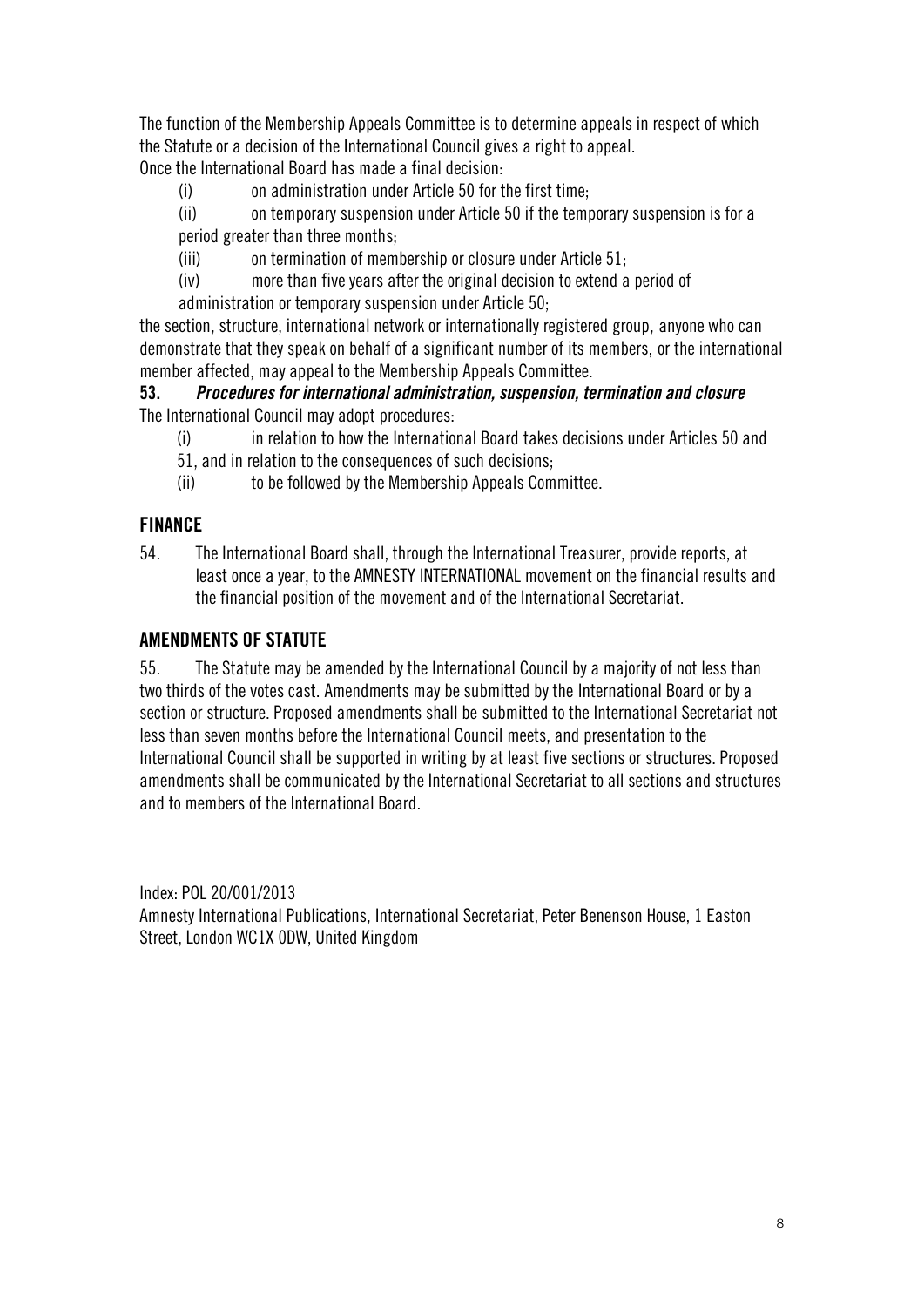The function of the Membership Appeals Committee is to determine appeals in respect of which the Statute or a decision of the International Council gives a right to appeal.
Once the International Board has made a final decision:

(i) on administration under Article 50 for the first time;

(ii) on temporary suspension under Article 50 if the temporary suspension is for a period greater than three months;

(iii) on termination of membership or closure under Article 51;

(iv) more than five years after the original decision to extend a period of administration or temporary suspension under Article 50;

the section, structure, international network or internationally registered group, anyone who can demonstrate that they speak on behalf of a significant number of its members, or the international member affected, may appeal to the Membership Appeals Committee.

**53.** ***Procedures for international administration, suspension, termination and closure***
The International Council may adopt procedures:

(i) in relation to how the International Board takes decisions under Articles 50 and 51, and in relation to the consequences of such decisions;

(ii) to be followed by the Membership Appeals Committee.

## FINANCE

54. The International Board shall, through the International Treasurer, provide reports, at least once a year, to the AMNESTY INTERNATIONAL movement on the financial results and the financial position of the movement and of the International Secretariat.

## AMENDMENTS OF STATUTE

55. The Statute may be amended by the International Council by a majority of not less than two thirds of the votes cast. Amendments may be submitted by the International Board or by a section or structure. Proposed amendments shall be submitted to the International Secretariat not less than seven months before the International Council meets, and presentation to the International Council shall be supported in writing by at least five sections or structures. Proposed amendments shall be communicated by the International Secretariat to all sections and structures and to members of the International Board.

Index: POL 20/001/2013
Amnesty International Publications, International Secretariat, Peter Benenson House, 1 Easton Street, London WC1X 0DW, United Kingdom